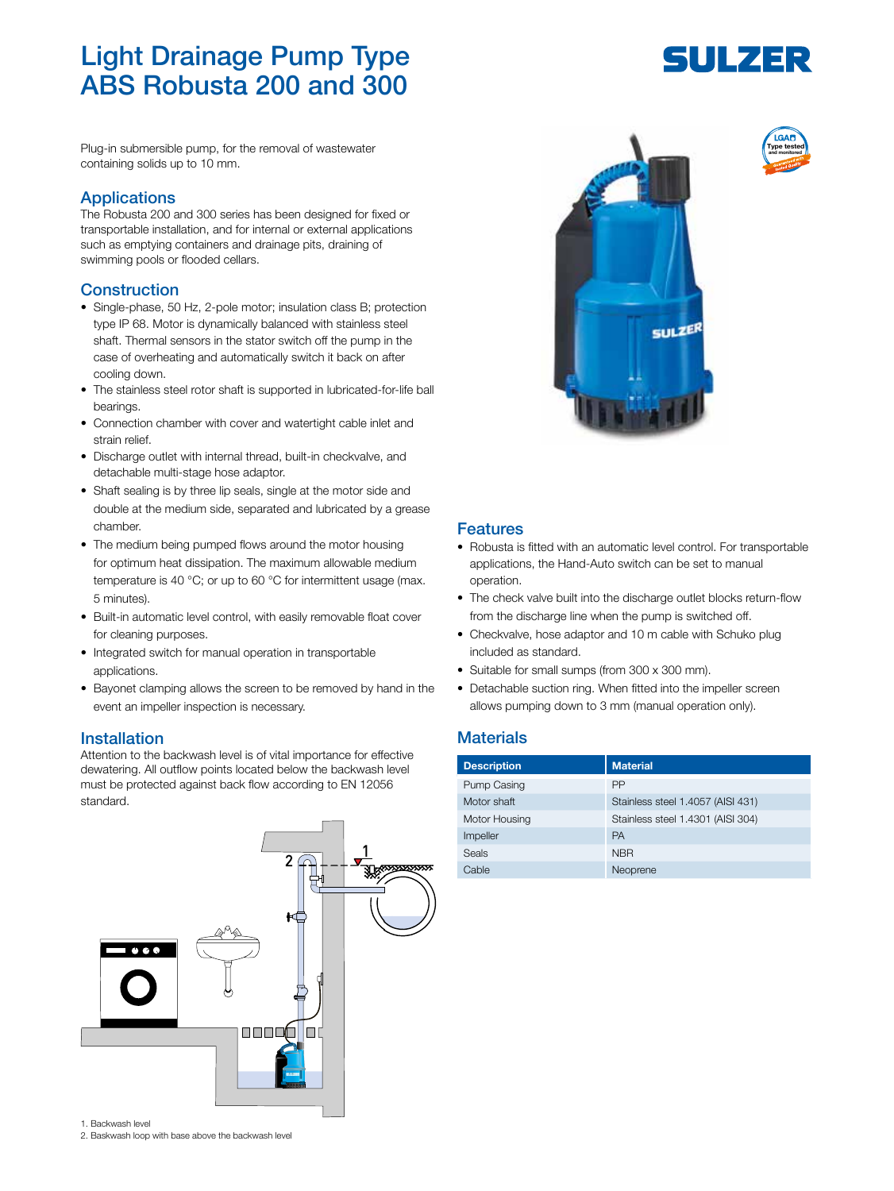# Light Drainage Pump Type ABS Robusta 200 and 300

Plug-in submersible pump, for the removal of wastewater containing solids up to 10 mm.

## Applications

The Robusta 200 and 300 series has been designed for fixed or transportable installation, and for internal or external applications such as emptying containers and drainage pits, draining of swimming pools or flooded cellars.

## Construction

- Single-phase, 50 Hz, 2-pole motor; insulation class B; protection type IP 68. Motor is dynamically balanced with stainless steel shaft. Thermal sensors in the stator switch off the pump in the case of overheating and automatically switch it back on after cooling down.
- The stainless steel rotor shaft is supported in lubricated-for-life ball bearings.
- Connection chamber with cover and watertight cable inlet and strain relief.
- Discharge outlet with internal thread, built-in checkvalve, and detachable multi-stage hose adaptor.
- Shaft sealing is by three lip seals, single at the motor side and double at the medium side, separated and lubricated by a grease chamber.
- The medium being pumped flows around the motor housing for optimum heat dissipation. The maximum allowable medium temperature is 40 °C; or up to 60 °C for intermittent usage (max. 5 minutes).
- Built-in automatic level control, with easily removable float cover for cleaning purposes.
- Integrated switch for manual operation in transportable applications.
- Bayonet clamping allows the screen to be removed by hand in the event an impeller inspection is necessary.

## Installation

Attention to the backwash level is of vital importance for effective dewatering. All outflow points located below the backwash level must be protected against back flow according to EN 12056 standard.

1. Backwash level
2. Baskwash loop with base above the backwash level

## Features

- Robusta is fitted with an automatic level control. For transportable applications, the Hand-Auto switch can be set to manual operation.
- The check valve built into the discharge outlet blocks return-flow from the discharge line when the pump is switched off.
- Checkvalve, hose adaptor and 10 m cable with Schuko plug included as standard.
- Suitable for small sumps (from 300 x 300 mm).
- Detachable suction ring. When fitted into the impeller screen allows pumping down to 3 mm (manual operation only).

## Materials

| Description | Material |
|---|---|
| Pump Casing | PP |
| Motor shaft | Stainless steel 1.4057 (AISI 431) |
| Motor Housing | Stainless steel 1.4301 (AISI 304) |
| Impeller | PA |
| Seals | NBR |
| Cable | Neoprene |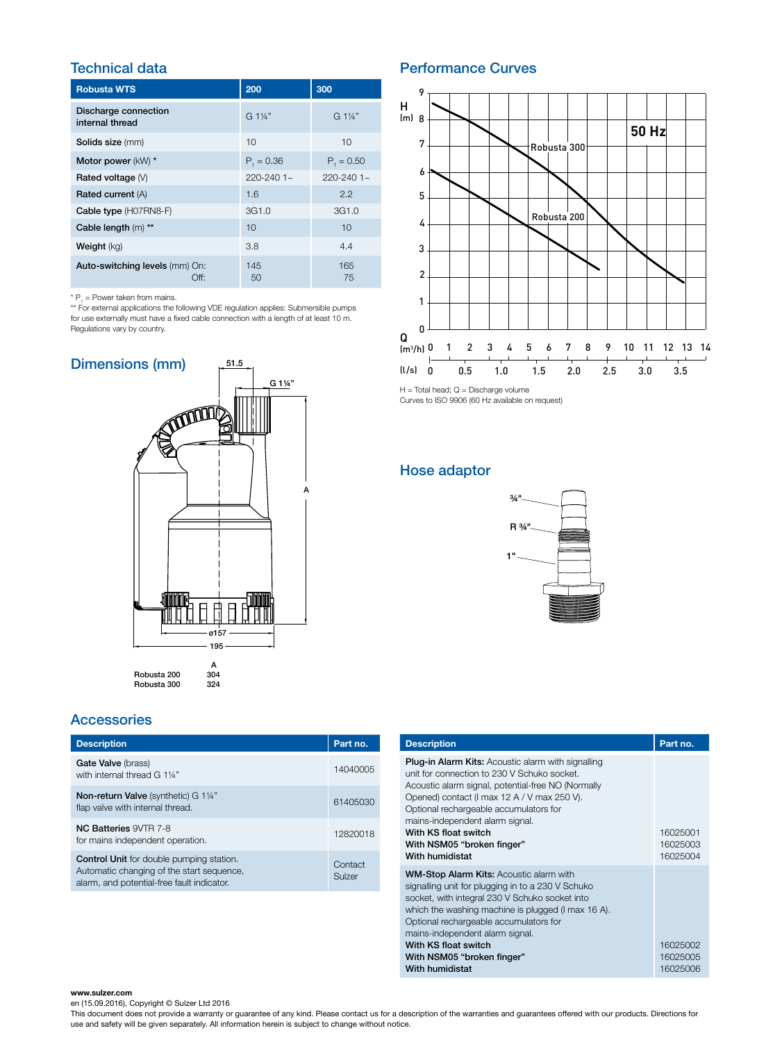## Technical data

| Robusta WTS | 200 | 300 |
|---|---|---|
| **Discharge connection internal thread** | G 1¼" | G 1¼" |
| **Solids size** (mm) | 10 | 10 |
| **Motor power** (kW) * | $P_1$ = 0.36 | $P_1$ = 0.50 |
| **Rated voltage** (V) | 220-240 1~ | 220-240 1~ |
| **Rated current** (A) | 1.6 | 2.2 |
| **Cable type** (H07RN8-F) | 3G1.0 | 3G1.0 |
| **Cable length** (m) ** | 10 | 10 |
| **Weight** (kg) | 3.8 | 4.4 |
| **Auto-switching levels** (mm) On: Off: | 145 50 | 165 75 |

* $P_1$ = Power taken from mains.
** For external applications the following VDE regulation applies: Submersible pumps for use externally must have a fixed cable connection with a length of at least 10 m. Regulations vary by country.

## Dimensions (mm)

51.5
G 1¼"
A
ø157
195

| | A |
|---|---|
| Robusta 200 | 304 |
| Robusta 300 | 324 |

## Performance Curves

H [m]
50 Hz
Robusta 300
Robusta 200
Q [m³/h] 0 1 2 3 4 5 6 7 8 9 10 11 12 13 14
[l/s] 0 0.5 1.0 1.5 2.0 2.5 3.0 3.5

H = Total head; Q = Discharge volume
Curves to ISO 9906 (60 Hz available on request)

## Hose adaptor

¾"
R ¾"
1"

## Accessories

| Description | Part no. |
|---|---|
| **Gate Valve** (brass) with internal thread G 1¼" | 14040005 |
| **Non-return Valve** (synthetic) G 1¼" flap valve with internal thread. | 61405030 |
| **NC Batteries** 9VTR 7-8 for mains independent operation. | 12820018 |
| **Control Unit** for double pumping station. Automatic changing of the start sequence, alarm, and potential-free fault indicator. | Contact Sulzer |

| Description | Part no. |
|---|---|
| **Plug-in Alarm Kits:** Acoustic alarm with signalling unit for connection to 230 V Schuko socket. Acoustic alarm signal, potential-free NO (Normally Opened) contact (I max 12 A / V max 250 V). Optional rechargeable accumulators for mains-independent alarm signal. | |
| **With KS float switch** | 16025001 |
| **With NSM05 "broken finger"** | 16025003 |
| **With humidistat** | 16025004 |
| **WM-Stop Alarm Kits:** Acoustic alarm with signalling unit for plugging in to a 230 V Schuko socket, with integral 230 V Schuko socket into which the washing machine is plugged (I max 16 A). Optional rechargeable accumulators for mains-independent alarm signal. | |
| **With KS float switch** | 16025002 |
| **With NSM05 "broken finger"** | 16025005 |
| **With humidistat** | 16025006 |

**www.sulzer.com**
en (15.09.2016), Copyright © Sulzer Ltd 2016
This document does not provide a warranty or guarantee of any kind. Please contact us for a description of the warranties and guarantees offered with our products. Directions for use and safety will be given separately. All information herein is subject to change without notice.